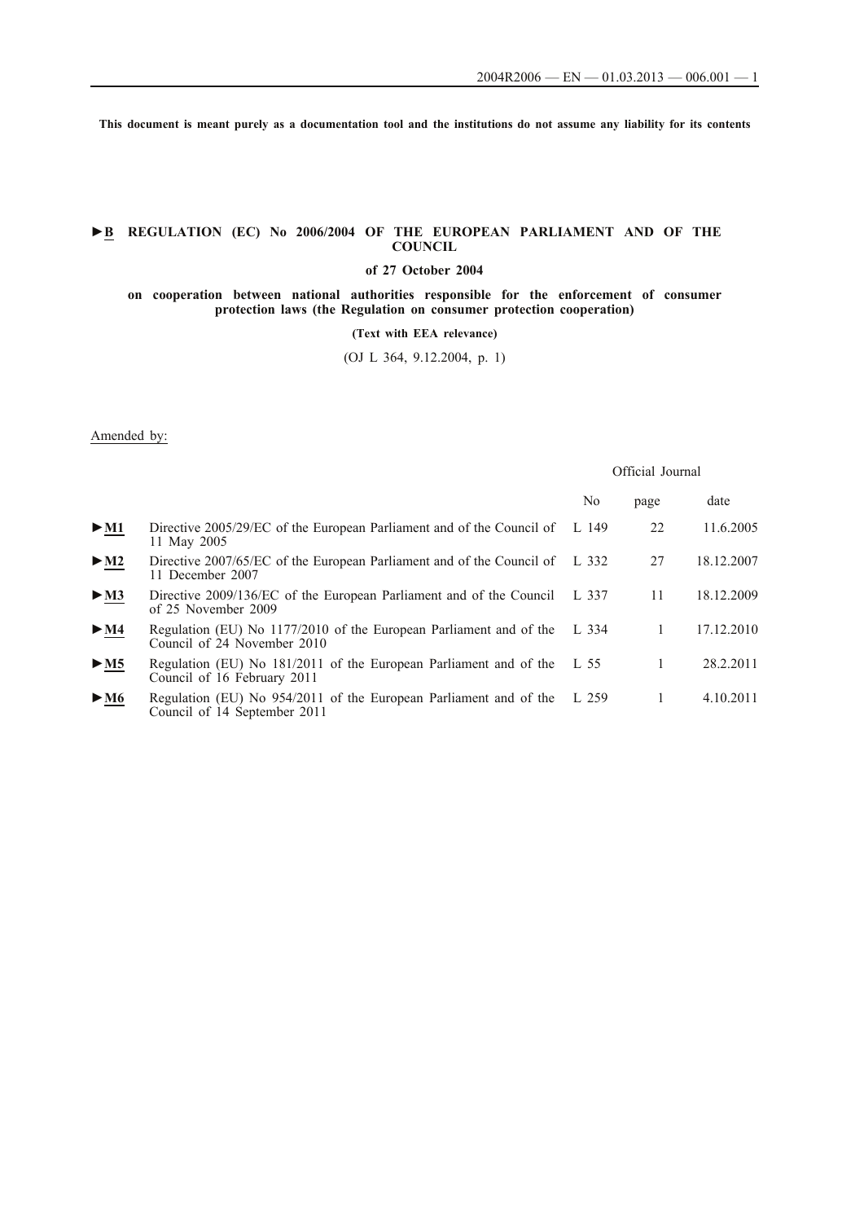This document is meant purely as a documentation tool and the institutions do not assume any liability for its contents

# ►B REGULATION (EC) No 2006/2004 OF THE EUROPEAN PARLIAMENT AND OF THE COUNCIL

**of 27 October 2004**

**on cooperation between national authorities responsible for the enforcement of consumer protection laws (the Regulation on consumer protection cooperation)**

**(Text with EEA relevance)**

(OJ L 364, 9.12.2004, p. 1)

Amended by:

| | | Official Journal | | |
|---|---|---|---|---|
| | | No | page | date |
| ►M1 | Directive 2005/29/EC of the European Parliament and of the Council of 11 May 2005 | L 149 | 22 | 11.6.2005 |
| ►M2 | Directive 2007/65/EC of the European Parliament and of the Council of 11 December 2007 | L 332 | 27 | 18.12.2007 |
| ►M3 | Directive 2009/136/EC of the European Parliament and of the Council of 25 November 2009 | L 337 | 11 | 18.12.2009 |
| ►M4 | Regulation (EU) No 1177/2010 of the European Parliament and of the Council of 24 November 2010 | L 334 | 1 | 17.12.2010 |
| ►M5 | Regulation (EU) No 181/2011 of the European Parliament and of the Council of 16 February 2011 | L 55 | 1 | 28.2.2011 |
| ►M6 | Regulation (EU) No 954/2011 of the European Parliament and of the Council of 14 September 2011 | L 259 | 1 | 4.10.2011 |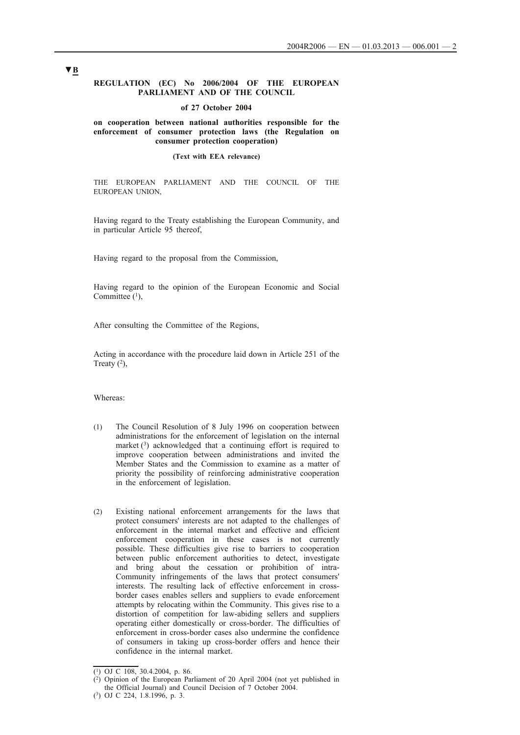▼B

**REGULATION (EC) No 2006/2004 OF THE EUROPEAN PARLIAMENT AND OF THE COUNCIL**

**of 27 October 2004**

**on cooperation between national authorities responsible for the enforcement of consumer protection laws (the Regulation on consumer protection cooperation)**

**(Text with EEA relevance)**

THE EUROPEAN PARLIAMENT AND THE COUNCIL OF THE EUROPEAN UNION,

Having regard to the Treaty establishing the European Community, and in particular Article 95 thereof,

Having regard to the proposal from the Commission,

Having regard to the opinion of the European Economic and Social Committee [1],

After consulting the Committee of the Regions,

Acting in accordance with the procedure laid down in Article 251 of the Treaty [2],

Whereas:

(1) The Council Resolution of 8 July 1996 on cooperation between administrations for the enforcement of legislation on the internal market [3] acknowledged that a continuing effort is required to improve cooperation between administrations and invited the Member States and the Commission to examine as a matter of priority the possibility of reinforcing administrative cooperation in the enforcement of legislation.

(2) Existing national enforcement arrangements for the laws that protect consumers' interests are not adapted to the challenges of enforcement in the internal market and effective and efficient enforcement cooperation in these cases is not currently possible. These difficulties give rise to barriers to cooperation between public enforcement authorities to detect, investigate and bring about the cessation or prohibition of intra-Community infringements of the laws that protect consumers' interests. The resulting lack of effective enforcement in cross-border cases enables sellers and suppliers to evade enforcement attempts by relocating within the Community. This gives rise to a distortion of competition for law-abiding sellers and suppliers operating either domestically or cross-border. The difficulties of enforcement in cross-border cases also undermine the confidence of consumers in taking up cross-border offers and hence their confidence in the internal market.

---

[1] OJ C 108, 30.4.2004, p. 86.

[2] Opinion of the European Parliament of 20 April 2004 (not yet published in the Official Journal) and Council Decision of 7 October 2004.

[3] OJ C 224, 1.8.1996, p. 3.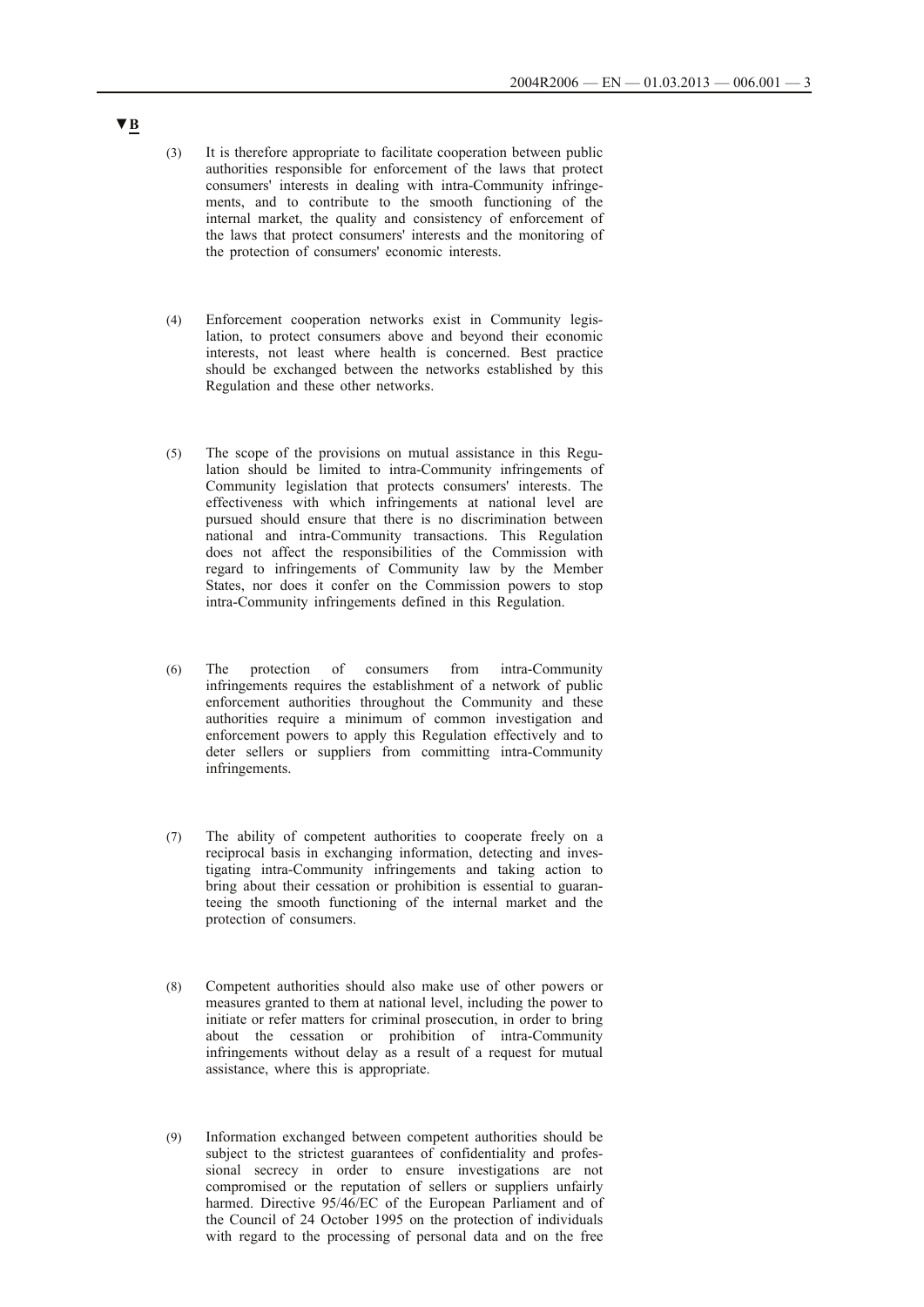▼B

(3) It is therefore appropriate to facilitate cooperation between public authorities responsible for enforcement of the laws that protect consumers' interests in dealing with intra-Community infringements, and to contribute to the smooth functioning of the internal market, the quality and consistency of enforcement of the laws that protect consumers' interests and the monitoring of the protection of consumers' economic interests.

(4) Enforcement cooperation networks exist in Community legislation, to protect consumers above and beyond their economic interests, not least where health is concerned. Best practice should be exchanged between the networks established by this Regulation and these other networks.

(5) The scope of the provisions on mutual assistance in this Regulation should be limited to intra-Community infringements of Community legislation that protects consumers' interests. The effectiveness with which infringements at national level are pursued should ensure that there is no discrimination between national and intra-Community transactions. This Regulation does not affect the responsibilities of the Commission with regard to infringements of Community law by the Member States, nor does it confer on the Commission powers to stop intra-Community infringements defined in this Regulation.

(6) The protection of consumers from intra-Community infringements requires the establishment of a network of public enforcement authorities throughout the Community and these authorities require a minimum of common investigation and enforcement powers to apply this Regulation effectively and to deter sellers or suppliers from committing intra-Community infringements.

(7) The ability of competent authorities to cooperate freely on a reciprocal basis in exchanging information, detecting and investigating intra-Community infringements and taking action to bring about their cessation or prohibition is essential to guaranteeing the smooth functioning of the internal market and the protection of consumers.

(8) Competent authorities should also make use of other powers or measures granted to them at national level, including the power to initiate or refer matters for criminal prosecution, in order to bring about the cessation or prohibition of intra-Community infringements without delay as a result of a request for mutual assistance, where this is appropriate.

(9) Information exchanged between competent authorities should be subject to the strictest guarantees of confidentiality and professional secrecy in order to ensure investigations are not compromised or the reputation of sellers or suppliers unfairly harmed. Directive 95/46/EC of the European Parliament and of the Council of 24 October 1995 on the protection of individuals with regard to the processing of personal data and on the free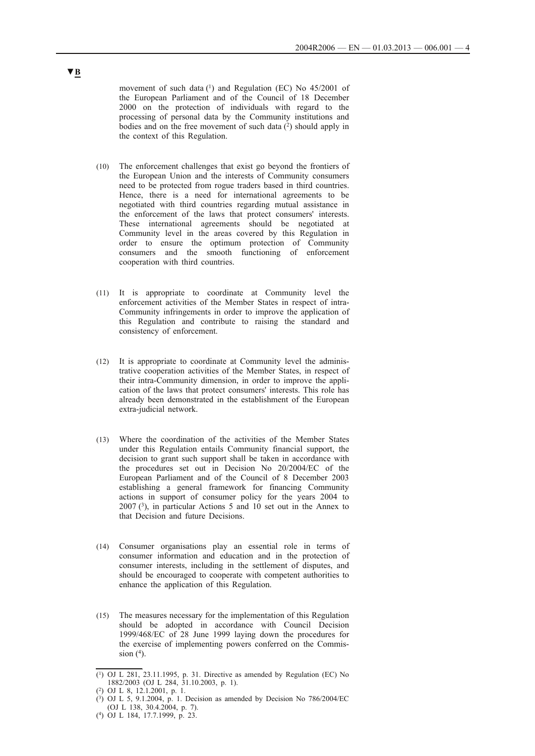▼B

movement of such data [1] and Regulation (EC) No 45/2001 of the European Parliament and of the Council of 18 December 2000 on the protection of individuals with regard to the processing of personal data by the Community institutions and bodies and on the free movement of such data [2] should apply in the context of this Regulation.

(10) The enforcement challenges that exist go beyond the frontiers of the European Union and the interests of Community consumers need to be protected from rogue traders based in third countries. Hence, there is a need for international agreements to be negotiated with third countries regarding mutual assistance in the enforcement of the laws that protect consumers' interests. These international agreements should be negotiated at Community level in the areas covered by this Regulation in order to ensure the optimum protection of Community consumers and the smooth functioning of enforcement cooperation with third countries.

(11) It is appropriate to coordinate at Community level the enforcement activities of the Member States in respect of intra-Community infringements in order to improve the application of this Regulation and contribute to raising the standard and consistency of enforcement.

(12) It is appropriate to coordinate at Community level the administrative cooperation activities of the Member States, in respect of their intra-Community dimension, in order to improve the application of the laws that protect consumers' interests. This role has already been demonstrated in the establishment of the European extra-judicial network.

(13) Where the coordination of the activities of the Member States under this Regulation entails Community financial support, the decision to grant such support shall be taken in accordance with the procedures set out in Decision No 20/2004/EC of the European Parliament and of the Council of 8 December 2003 establishing a general framework for financing Community actions in support of consumer policy for the years 2004 to 2007 [3], in particular Actions 5 and 10 set out in the Annex to that Decision and future Decisions.

(14) Consumer organisations play an essential role in terms of consumer information and education and in the protection of consumer interests, including in the settlement of disputes, and should be encouraged to cooperate with competent authorities to enhance the application of this Regulation.

(15) The measures necessary for the implementation of this Regulation should be adopted in accordance with Council Decision 1999/468/EC of 28 June 1999 laying down the procedures for the exercise of implementing powers conferred on the Commission [4].

---

[1] OJ L 281, 23.11.1995, p. 31. Directive as amended by Regulation (EC) No 1882/2003 (OJ L 284, 31.10.2003, p. 1).

[2] OJ L 8, 12.1.2001, p. 1.

[3] OJ L 5, 9.1.2004, p. 1. Decision as amended by Decision No 786/2004/EC (OJ L 138, 30.4.2004, p. 7).

[4] OJ L 184, 17.7.1999, p. 23.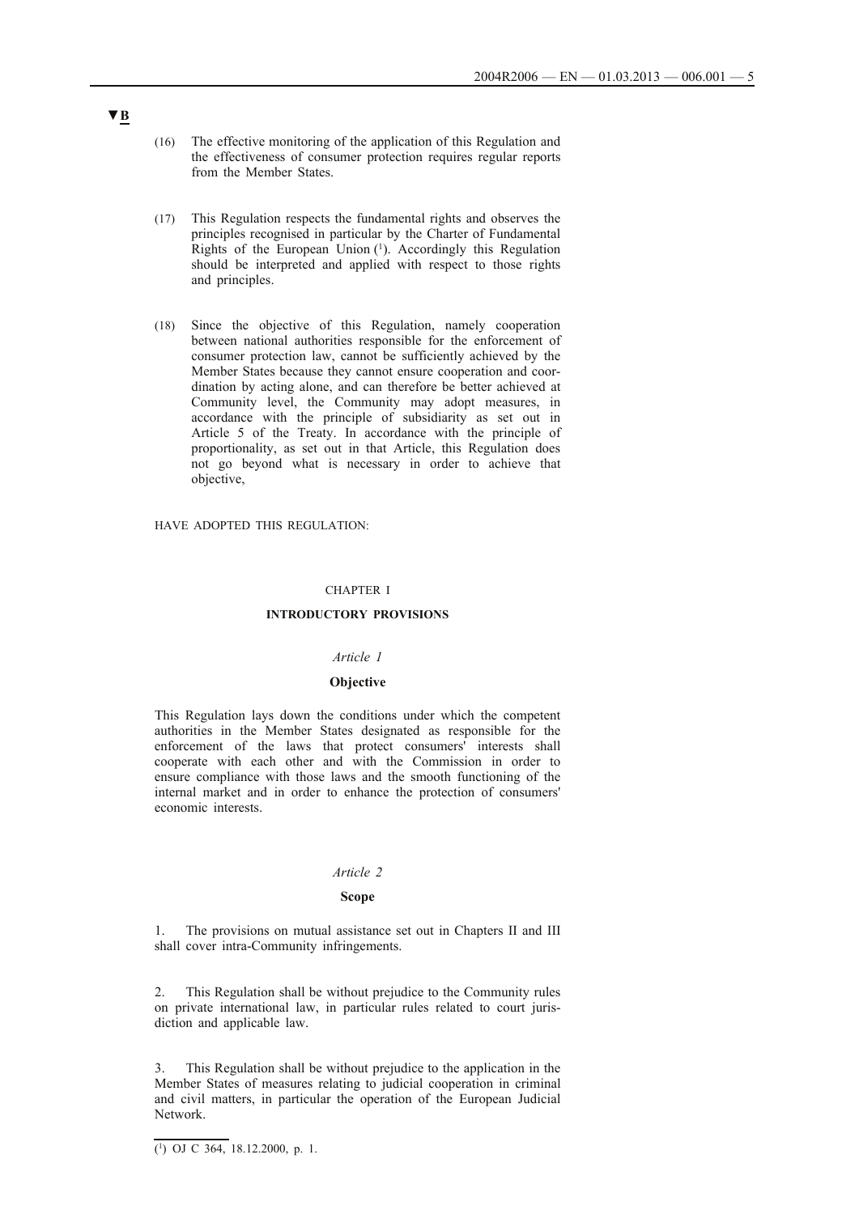▼B

(16) The effective monitoring of the application of this Regulation and the effectiveness of consumer protection requires regular reports from the Member States.

(17) This Regulation respects the fundamental rights and observes the principles recognised in particular by the Charter of Fundamental Rights of the European Union [1]. Accordingly this Regulation should be interpreted and applied with respect to those rights and principles.

(18) Since the objective of this Regulation, namely cooperation between national authorities responsible for the enforcement of consumer protection law, cannot be sufficiently achieved by the Member States because they cannot ensure cooperation and coordination by acting alone, and can therefore be better achieved at Community level, the Community may adopt measures, in accordance with the principle of subsidiarity as set out in Article 5 of the Treaty. In accordance with the principle of proportionality, as set out in that Article, this Regulation does not go beyond what is necessary in order to achieve that objective,

HAVE ADOPTED THIS REGULATION:

## CHAPTER I

## INTRODUCTORY PROVISIONS

### *Article 1*

### Objective

This Regulation lays down the conditions under which the competent authorities in the Member States designated as responsible for the enforcement of the laws that protect consumers' interests shall cooperate with each other and with the Commission in order to ensure compliance with those laws and the smooth functioning of the internal market and in order to enhance the protection of consumers' economic interests.

### *Article 2*

### Scope

1. The provisions on mutual assistance set out in Chapters II and III shall cover intra-Community infringements.

2. This Regulation shall be without prejudice to the Community rules on private international law, in particular rules related to court jurisdiction and applicable law.

3. This Regulation shall be without prejudice to the application in the Member States of measures relating to judicial cooperation in criminal and civil matters, in particular the operation of the European Judicial Network.

---

[1] OJ C 364, 18.12.2000, p. 1.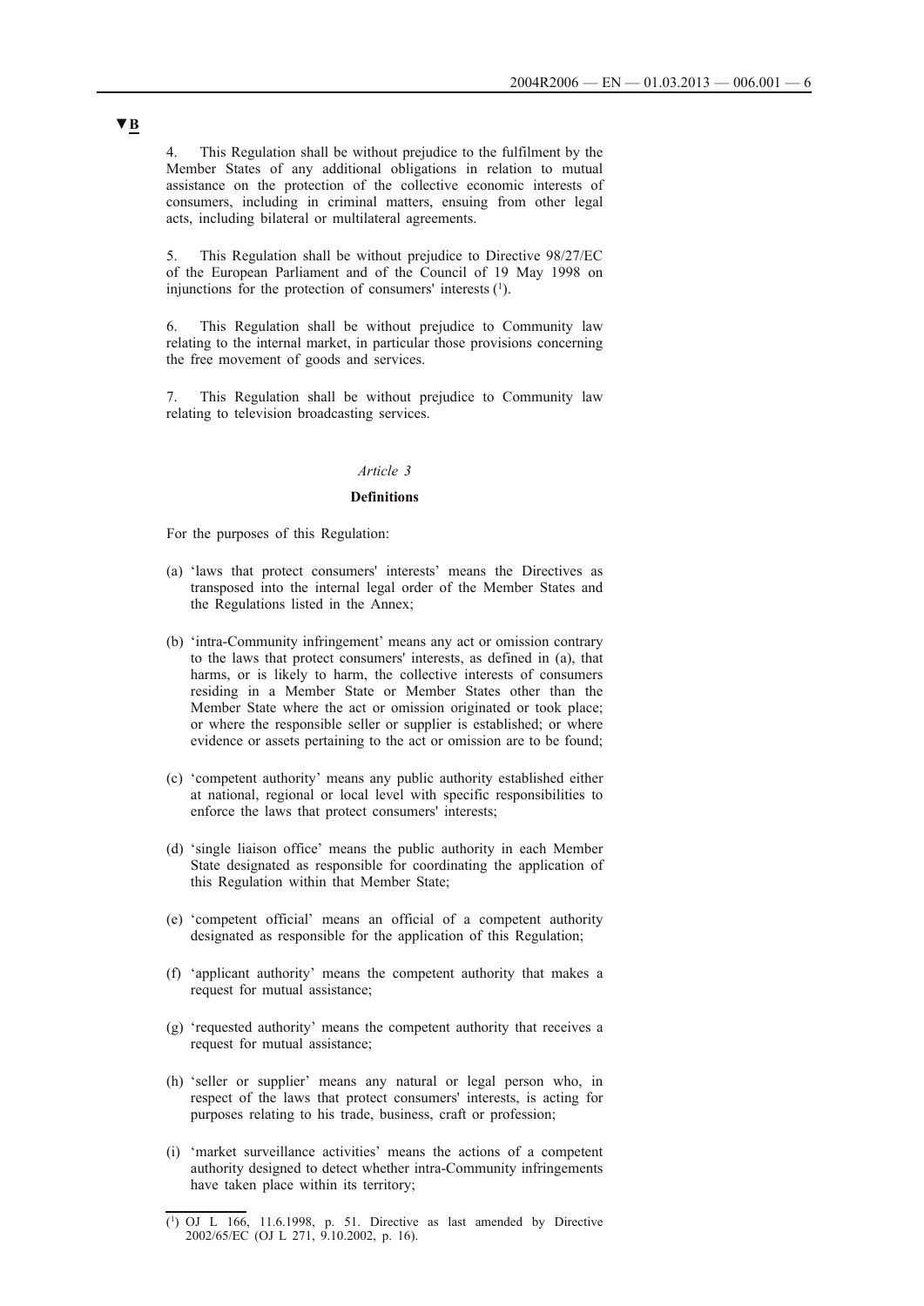▼B

4. This Regulation shall be without prejudice to the fulfilment by the Member States of any additional obligations in relation to mutual assistance on the protection of the collective economic interests of consumers, including in criminal matters, ensuing from other legal acts, including bilateral or multilateral agreements.

5. This Regulation shall be without prejudice to Directive 98/27/EC of the European Parliament and of the Council of 19 May 1998 on injunctions for the protection of consumers' interests [1].

6. This Regulation shall be without prejudice to Community law relating to the internal market, in particular those provisions concerning the free movement of goods and services.

7. This Regulation shall be without prejudice to Community law relating to television broadcasting services.

*Article 3*

**Definitions**

For the purposes of this Regulation:

(a) 'laws that protect consumers' interests' means the Directives as transposed into the internal legal order of the Member States and the Regulations listed in the Annex;

(b) 'intra-Community infringement' means any act or omission contrary to the laws that protect consumers' interests, as defined in (a), that harms, or is likely to harm, the collective interests of consumers residing in a Member State or Member States other than the Member State where the act or omission originated or took place; or where the responsible seller or supplier is established; or where evidence or assets pertaining to the act or omission are to be found;

(c) 'competent authority' means any public authority established either at national, regional or local level with specific responsibilities to enforce the laws that protect consumers' interests;

(d) 'single liaison office' means the public authority in each Member State designated as responsible for coordinating the application of this Regulation within that Member State;

(e) 'competent official' means an official of a competent authority designated as responsible for the application of this Regulation;

(f) 'applicant authority' means the competent authority that makes a request for mutual assistance;

(g) 'requested authority' means the competent authority that receives a request for mutual assistance;

(h) 'seller or supplier' means any natural or legal person who, in respect of the laws that protect consumers' interests, is acting for purposes relating to his trade, business, craft or profession;

(i) 'market surveillance activities' means the actions of a competent authority designed to detect whether intra-Community infringements have taken place within its territory;

[1] OJ L 166, 11.6.1998, p. 51. Directive as last amended by Directive 2002/65/EC (OJ L 271, 9.10.2002, p. 16).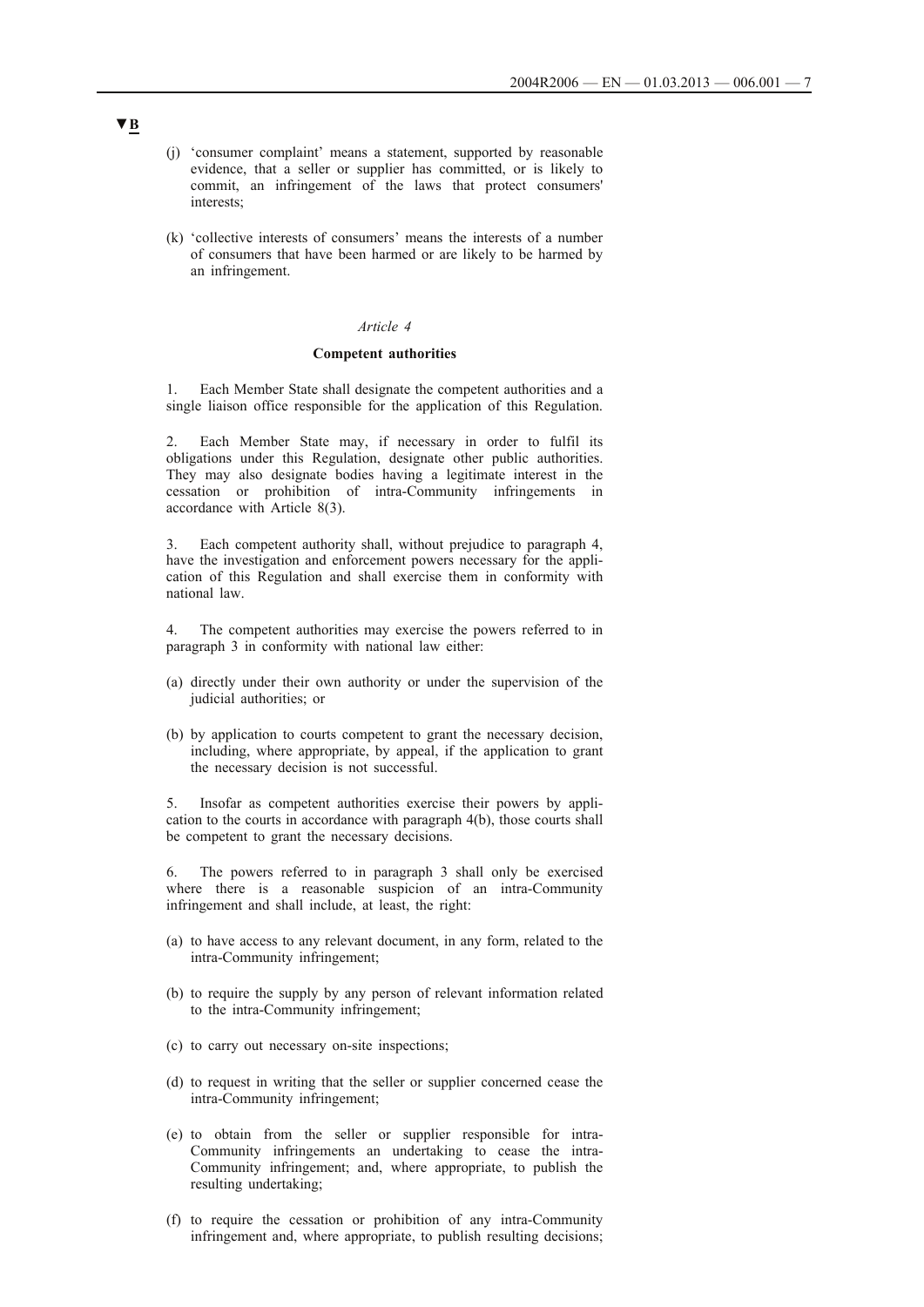▼B

(j) 'consumer complaint' means a statement, supported by reasonable evidence, that a seller or supplier has committed, or is likely to commit, an infringement of the laws that protect consumers' interests;

(k) 'collective interests of consumers' means the interests of a number of consumers that have been harmed or are likely to be harmed by an infringement.

*Article 4*

**Competent authorities**

1. Each Member State shall designate the competent authorities and a single liaison office responsible for the application of this Regulation.

2. Each Member State may, if necessary in order to fulfil its obligations under this Regulation, designate other public authorities. They may also designate bodies having a legitimate interest in the cessation or prohibition of intra-Community infringements in accordance with Article 8(3).

3. Each competent authority shall, without prejudice to paragraph 4, have the investigation and enforcement powers necessary for the application of this Regulation and shall exercise them in conformity with national law.

4. The competent authorities may exercise the powers referred to in paragraph 3 in conformity with national law either:

(a) directly under their own authority or under the supervision of the judicial authorities; or

(b) by application to courts competent to grant the necessary decision, including, where appropriate, by appeal, if the application to grant the necessary decision is not successful.

5. Insofar as competent authorities exercise their powers by application to the courts in accordance with paragraph 4(b), those courts shall be competent to grant the necessary decisions.

6. The powers referred to in paragraph 3 shall only be exercised where there is a reasonable suspicion of an intra-Community infringement and shall include, at least, the right:

(a) to have access to any relevant document, in any form, related to the intra-Community infringement;

(b) to require the supply by any person of relevant information related to the intra-Community infringement;

(c) to carry out necessary on-site inspections;

(d) to request in writing that the seller or supplier concerned cease the intra-Community infringement;

(e) to obtain from the seller or supplier responsible for intra-Community infringements an undertaking to cease the intra-Community infringement; and, where appropriate, to publish the resulting undertaking;

(f) to require the cessation or prohibition of any intra-Community infringement and, where appropriate, to publish resulting decisions;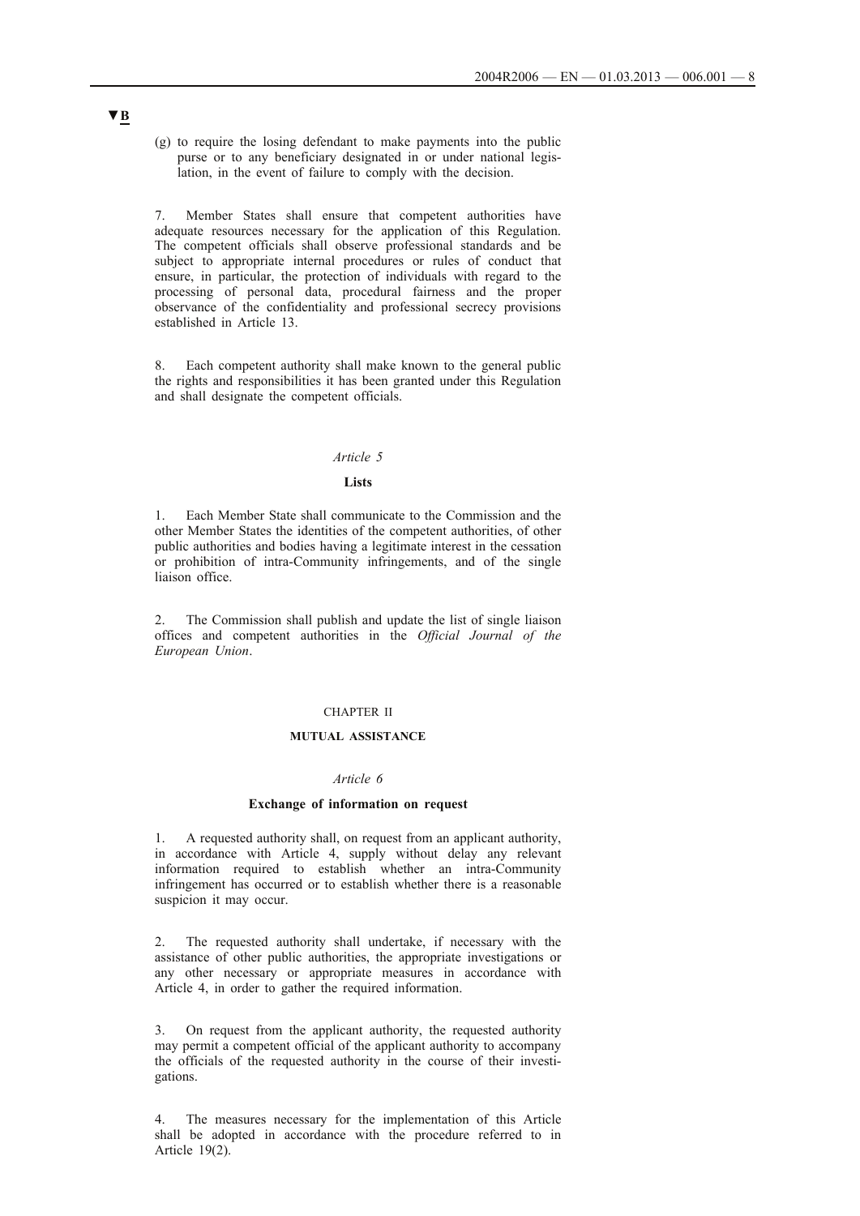▼B

(g) to require the losing defendant to make payments into the public purse or to any beneficiary designated in or under national legislation, in the event of failure to comply with the decision.

7. Member States shall ensure that competent authorities have adequate resources necessary for the application of this Regulation. The competent officials shall observe professional standards and be subject to appropriate internal procedures or rules of conduct that ensure, in particular, the protection of individuals with regard to the processing of personal data, procedural fairness and the proper observance of the confidentiality and professional secrecy provisions established in Article 13.

8. Each competent authority shall make known to the general public the rights and responsibilities it has been granted under this Regulation and shall designate the competent officials.

*Article 5*

**Lists**

1. Each Member State shall communicate to the Commission and the other Member States the identities of the competent authorities, of other public authorities and bodies having a legitimate interest in the cessation or prohibition of intra-Community infringements, and of the single liaison office.

2. The Commission shall publish and update the list of single liaison offices and competent authorities in the *Official Journal of the European Union*.

CHAPTER II

**MUTUAL ASSISTANCE**

*Article 6*

**Exchange of information on request**

1. A requested authority shall, on request from an applicant authority, in accordance with Article 4, supply without delay any relevant information required to establish whether an intra-Community infringement has occurred or to establish whether there is a reasonable suspicion it may occur.

2. The requested authority shall undertake, if necessary with the assistance of other public authorities, the appropriate investigations or any other necessary or appropriate measures in accordance with Article 4, in order to gather the required information.

3. On request from the applicant authority, the requested authority may permit a competent official of the applicant authority to accompany the officials of the requested authority in the course of their investigations.

4. The measures necessary for the implementation of this Article shall be adopted in accordance with the procedure referred to in Article 19(2).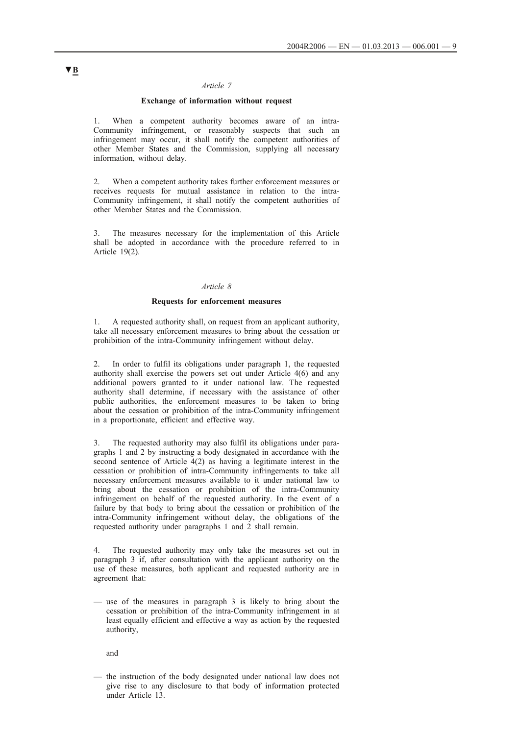▼B

*Article 7*

**Exchange of information without request**

1. When a competent authority becomes aware of an intra-Community infringement, or reasonably suspects that such an infringement may occur, it shall notify the competent authorities of other Member States and the Commission, supplying all necessary information, without delay.

2. When a competent authority takes further enforcement measures or receives requests for mutual assistance in relation to the intra-Community infringement, it shall notify the competent authorities of other Member States and the Commission.

3. The measures necessary for the implementation of this Article shall be adopted in accordance with the procedure referred to in Article 19(2).

*Article 8*

**Requests for enforcement measures**

1. A requested authority shall, on request from an applicant authority, take all necessary enforcement measures to bring about the cessation or prohibition of the intra-Community infringement without delay.

2. In order to fulfil its obligations under paragraph 1, the requested authority shall exercise the powers set out under Article 4(6) and any additional powers granted to it under national law. The requested authority shall determine, if necessary with the assistance of other public authorities, the enforcement measures to be taken to bring about the cessation or prohibition of the intra-Community infringement in a proportionate, efficient and effective way.

3. The requested authority may also fulfil its obligations under paragraphs 1 and 2 by instructing a body designated in accordance with the second sentence of Article 4(2) as having a legitimate interest in the cessation or prohibition of intra-Community infringements to take all necessary enforcement measures available to it under national law to bring about the cessation or prohibition of the intra-Community infringement on behalf of the requested authority. In the event of a failure by that body to bring about the cessation or prohibition of the intra-Community infringement without delay, the obligations of the requested authority under paragraphs 1 and 2 shall remain.

4. The requested authority may only take the measures set out in paragraph 3 if, after consultation with the applicant authority on the use of these measures, both applicant and requested authority are in agreement that:

— use of the measures in paragraph 3 is likely to bring about the cessation or prohibition of the intra-Community infringement in at least equally efficient and effective a way as action by the requested authority,

and

— the instruction of the body designated under national law does not give rise to any disclosure to that body of information protected under Article 13.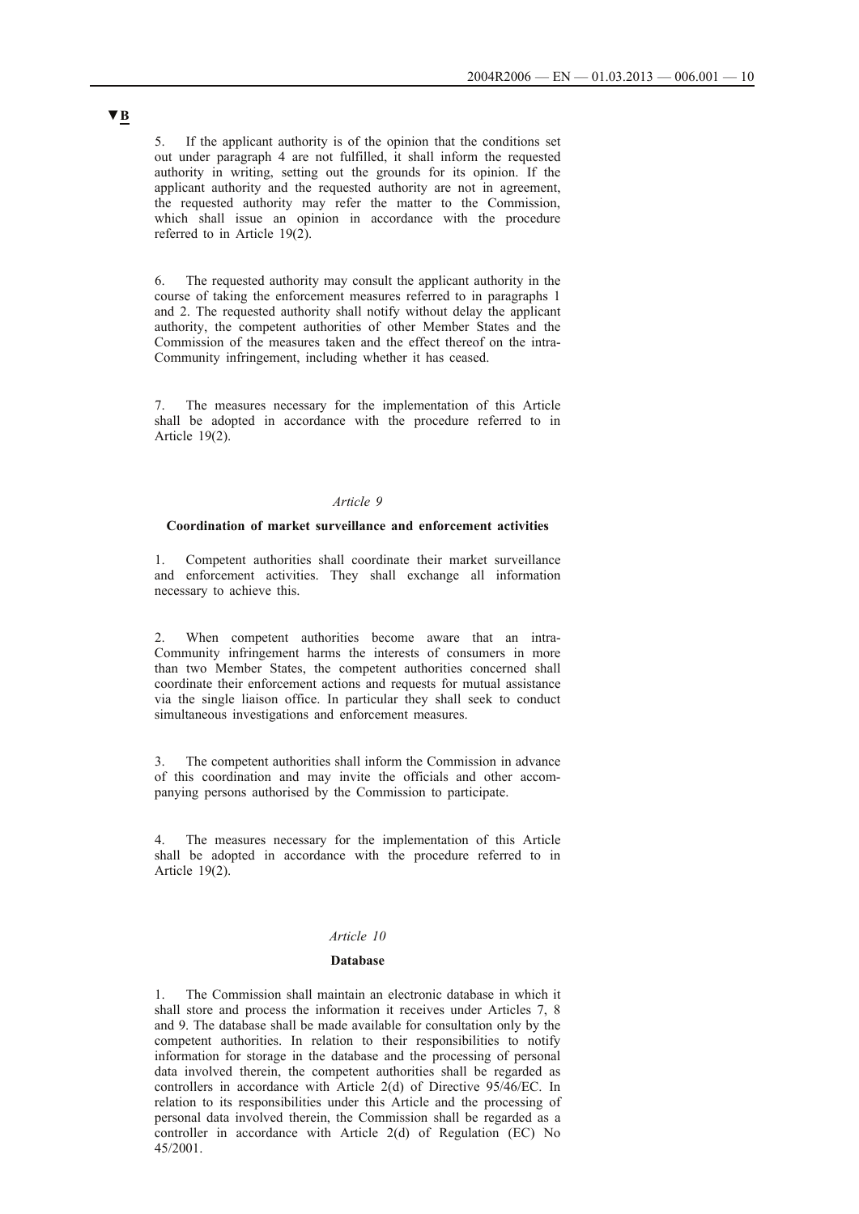▼B

5. If the applicant authority is of the opinion that the conditions set out under paragraph 4 are not fulfilled, it shall inform the requested authority in writing, setting out the grounds for its opinion. If the applicant authority and the requested authority are not in agreement, the requested authority may refer the matter to the Commission, which shall issue an opinion in accordance with the procedure referred to in Article 19(2).

6. The requested authority may consult the applicant authority in the course of taking the enforcement measures referred to in paragraphs 1 and 2. The requested authority shall notify without delay the applicant authority, the competent authorities of other Member States and the Commission of the measures taken and the effect thereof on the intra-Community infringement, including whether it has ceased.

7. The measures necessary for the implementation of this Article shall be adopted in accordance with the procedure referred to in Article 19(2).

*Article 9*

**Coordination of market surveillance and enforcement activities**

1. Competent authorities shall coordinate their market surveillance and enforcement activities. They shall exchange all information necessary to achieve this.

2. When competent authorities become aware that an intra-Community infringement harms the interests of consumers in more than two Member States, the competent authorities concerned shall coordinate their enforcement actions and requests for mutual assistance via the single liaison office. In particular they shall seek to conduct simultaneous investigations and enforcement measures.

3. The competent authorities shall inform the Commission in advance of this coordination and may invite the officials and other accompanying persons authorised by the Commission to participate.

4. The measures necessary for the implementation of this Article shall be adopted in accordance with the procedure referred to in Article 19(2).

*Article 10*

**Database**

1. The Commission shall maintain an electronic database in which it shall store and process the information it receives under Articles 7, 8 and 9. The database shall be made available for consultation only by the competent authorities. In relation to their responsibilities to notify information for storage in the database and the processing of personal data involved therein, the competent authorities shall be regarded as controllers in accordance with Article 2(d) of Directive 95/46/EC. In relation to its responsibilities under this Article and the processing of personal data involved therein, the Commission shall be regarded as a controller in accordance with Article 2(d) of Regulation (EC) No 45/2001.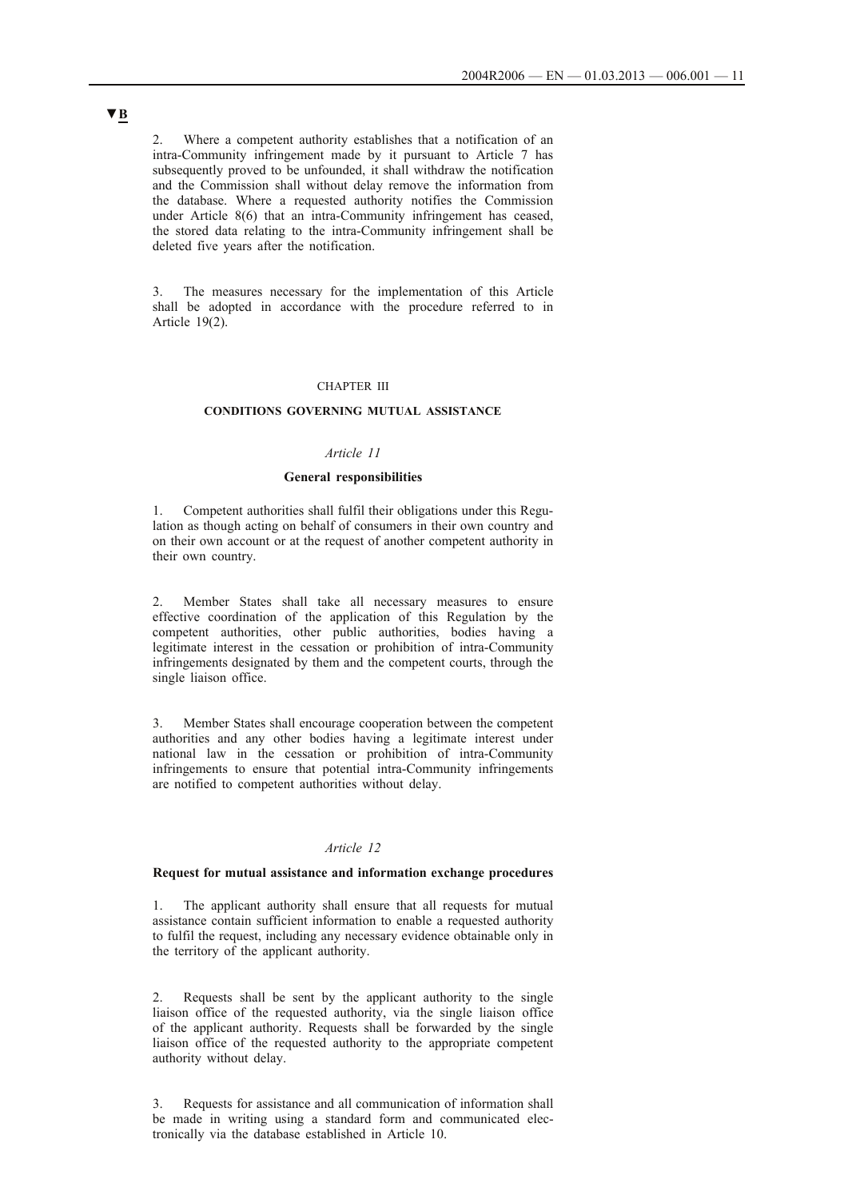▼B

2. Where a competent authority establishes that a notification of an intra-Community infringement made by it pursuant to Article 7 has subsequently proved to be unfounded, it shall withdraw the notification and the Commission shall without delay remove the information from the database. Where a requested authority notifies the Commission under Article 8(6) that an intra-Community infringement has ceased, the stored data relating to the intra-Community infringement shall be deleted five years after the notification.

3. The measures necessary for the implementation of this Article shall be adopted in accordance with the procedure referred to in Article 19(2).

CHAPTER III

## CONDITIONS GOVERNING MUTUAL ASSISTANCE

*Article 11*

### General responsibilities

1. Competent authorities shall fulfil their obligations under this Regulation as though acting on behalf of consumers in their own country and on their own account or at the request of another competent authority in their own country.

2. Member States shall take all necessary measures to ensure effective coordination of the application of this Regulation by the competent authorities, other public authorities, bodies having a legitimate interest in the cessation or prohibition of intra-Community infringements designated by them and the competent courts, through the single liaison office.

3. Member States shall encourage cooperation between the competent authorities and any other bodies having a legitimate interest under national law in the cessation or prohibition of intra-Community infringements to ensure that potential intra-Community infringements are notified to competent authorities without delay.

*Article 12*

### Request for mutual assistance and information exchange procedures

1. The applicant authority shall ensure that all requests for mutual assistance contain sufficient information to enable a requested authority to fulfil the request, including any necessary evidence obtainable only in the territory of the applicant authority.

2. Requests shall be sent by the applicant authority to the single liaison office of the requested authority, via the single liaison office of the applicant authority. Requests shall be forwarded by the single liaison office of the requested authority to the appropriate competent authority without delay.

3. Requests for assistance and all communication of information shall be made in writing using a standard form and communicated electronically via the database established in Article 10.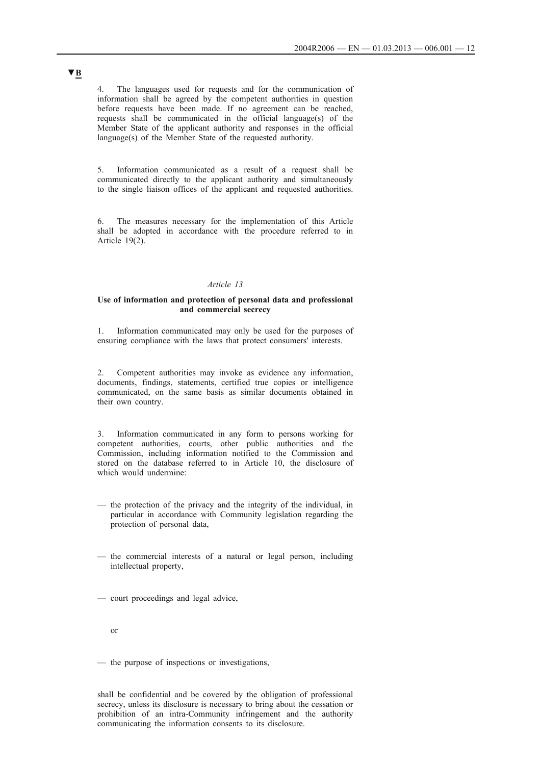▼B

4. The languages used for requests and for the communication of information shall be agreed by the competent authorities in question before requests have been made. If no agreement can be reached, requests shall be communicated in the official language(s) of the Member State of the applicant authority and responses in the official language(s) of the Member State of the requested authority.

5. Information communicated as a result of a request shall be communicated directly to the applicant authority and simultaneously to the single liaison offices of the applicant and requested authorities.

6. The measures necessary for the implementation of this Article shall be adopted in accordance with the procedure referred to in Article 19(2).

*Article 13*

**Use of information and protection of personal data and professional and commercial secrecy**

1. Information communicated may only be used for the purposes of ensuring compliance with the laws that protect consumers' interests.

2. Competent authorities may invoke as evidence any information, documents, findings, statements, certified true copies or intelligence communicated, on the same basis as similar documents obtained in their own country.

3. Information communicated in any form to persons working for competent authorities, courts, other public authorities and the Commission, including information notified to the Commission and stored on the database referred to in Article 10, the disclosure of which would undermine:

— the protection of the privacy and the integrity of the individual, in particular in accordance with Community legislation regarding the protection of personal data,

— the commercial interests of a natural or legal person, including intellectual property,

— court proceedings and legal advice,

or

— the purpose of inspections or investigations,

shall be confidential and be covered by the obligation of professional secrecy, unless its disclosure is necessary to bring about the cessation or prohibition of an intra-Community infringement and the authority communicating the information consents to its disclosure.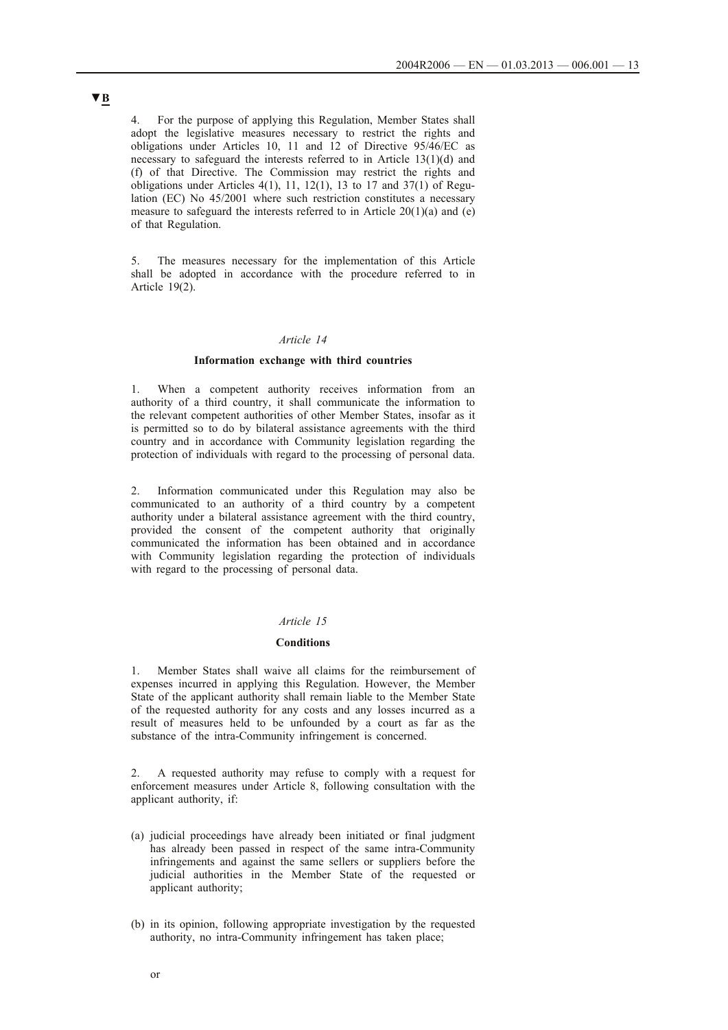▼B

4. For the purpose of applying this Regulation, Member States shall adopt the legislative measures necessary to restrict the rights and obligations under Articles 10, 11 and 12 of Directive 95/46/EC as necessary to safeguard the interests referred to in Article 13(1)(d) and (f) of that Directive. The Commission may restrict the rights and obligations under Articles 4(1), 11, 12(1), 13 to 17 and 37(1) of Regulation (EC) No 45/2001 where such restriction constitutes a necessary measure to safeguard the interests referred to in Article 20(1)(a) and (e) of that Regulation.

5. The measures necessary for the implementation of this Article shall be adopted in accordance with the procedure referred to in Article 19(2).

*Article 14*

**Information exchange with third countries**

1. When a competent authority receives information from an authority of a third country, it shall communicate the information to the relevant competent authorities of other Member States, insofar as it is permitted so to do by bilateral assistance agreements with the third country and in accordance with Community legislation regarding the protection of individuals with regard to the processing of personal data.

2. Information communicated under this Regulation may also be communicated to an authority of a third country by a competent authority under a bilateral assistance agreement with the third country, provided the consent of the competent authority that originally communicated the information has been obtained and in accordance with Community legislation regarding the protection of individuals with regard to the processing of personal data.

*Article 15*

**Conditions**

1. Member States shall waive all claims for the reimbursement of expenses incurred in applying this Regulation. However, the Member State of the applicant authority shall remain liable to the Member State of the requested authority for any costs and any losses incurred as a result of measures held to be unfounded by a court as far as the substance of the intra-Community infringement is concerned.

2. A requested authority may refuse to comply with a request for enforcement measures under Article 8, following consultation with the applicant authority, if:

(a) judicial proceedings have already been initiated or final judgment has already been passed in respect of the same intra-Community infringements and against the same sellers or suppliers before the judicial authorities in the Member State of the requested or applicant authority;

(b) in its opinion, following appropriate investigation by the requested authority, no intra-Community infringement has taken place;

or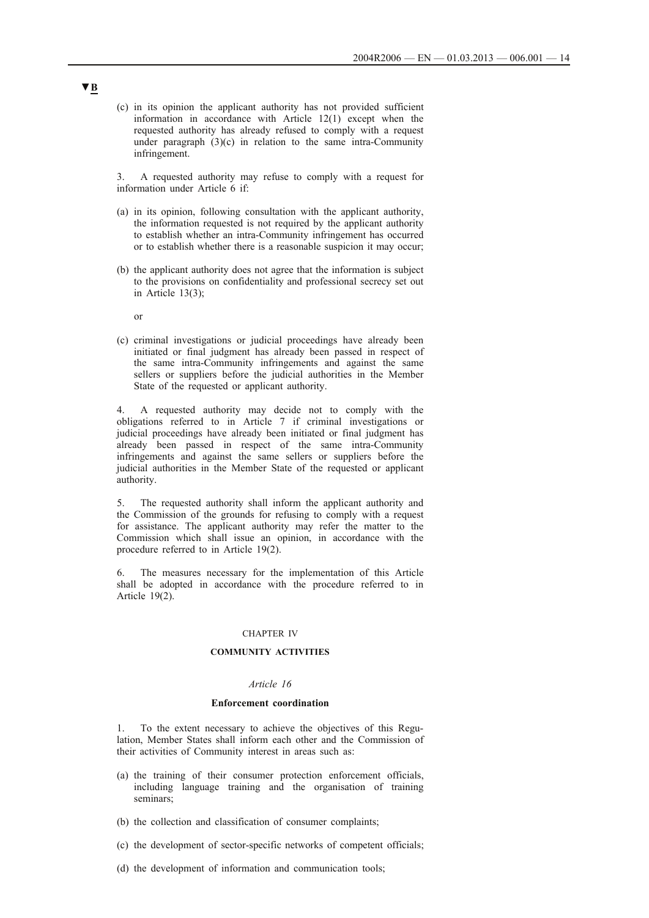▼B

(c) in its opinion the applicant authority has not provided sufficient information in accordance with Article 12(1) except when the requested authority has already refused to comply with a request under paragraph (3)(c) in relation to the same intra-Community infringement.

3. A requested authority may refuse to comply with a request for information under Article 6 if:

(a) in its opinion, following consultation with the applicant authority, the information requested is not required by the applicant authority to establish whether an intra-Community infringement has occurred or to establish whether there is a reasonable suspicion it may occur;

(b) the applicant authority does not agree that the information is subject to the provisions on confidentiality and professional secrecy set out in Article 13(3);

or

(c) criminal investigations or judicial proceedings have already been initiated or final judgment has already been passed in respect of the same intra-Community infringements and against the same sellers or suppliers before the judicial authorities in the Member State of the requested or applicant authority.

4. A requested authority may decide not to comply with the obligations referred to in Article 7 if criminal investigations or judicial proceedings have already been initiated or final judgment has already been passed in respect of the same intra-Community infringements and against the same sellers or suppliers before the judicial authorities in the Member State of the requested or applicant authority.

5. The requested authority shall inform the applicant authority and the Commission of the grounds for refusing to comply with a request for assistance. The applicant authority may refer the matter to the Commission which shall issue an opinion, in accordance with the procedure referred to in Article 19(2).

6. The measures necessary for the implementation of this Article shall be adopted in accordance with the procedure referred to in Article 19(2).

CHAPTER IV

## COMMUNITY ACTIVITIES

*Article 16*

### Enforcement coordination

1. To the extent necessary to achieve the objectives of this Regulation, Member States shall inform each other and the Commission of their activities of Community interest in areas such as:

(a) the training of their consumer protection enforcement officials, including language training and the organisation of training seminars;

(b) the collection and classification of consumer complaints;

(c) the development of sector-specific networks of competent officials;

(d) the development of information and communication tools;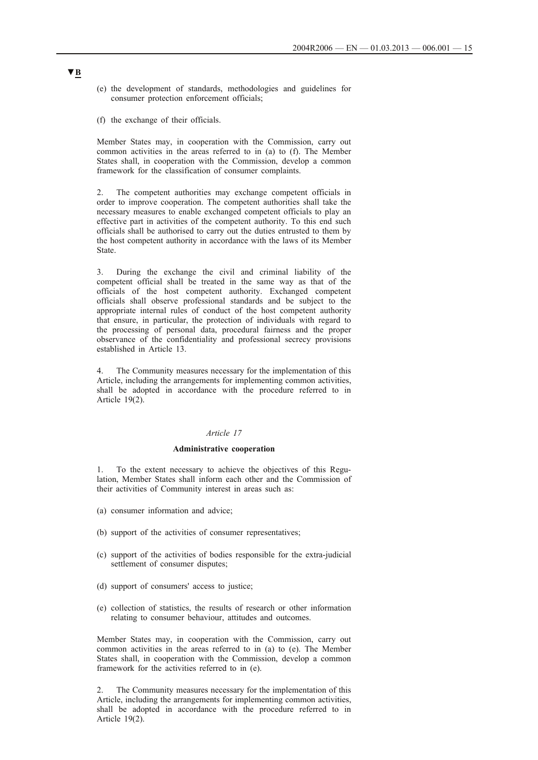▼B

(e) the development of standards, methodologies and guidelines for consumer protection enforcement officials;

(f) the exchange of their officials.

Member States may, in cooperation with the Commission, carry out common activities in the areas referred to in (a) to (f). The Member States shall, in cooperation with the Commission, develop a common framework for the classification of consumer complaints.

2. The competent authorities may exchange competent officials in order to improve cooperation. The competent authorities shall take the necessary measures to enable exchanged competent officials to play an effective part in activities of the competent authority. To this end such officials shall be authorised to carry out the duties entrusted to them by the host competent authority in accordance with the laws of its Member State.

3. During the exchange the civil and criminal liability of the competent official shall be treated in the same way as that of the officials of the host competent authority. Exchanged competent officials shall observe professional standards and be subject to the appropriate internal rules of conduct of the host competent authority that ensure, in particular, the protection of individuals with regard to the processing of personal data, procedural fairness and the proper observance of the confidentiality and professional secrecy provisions established in Article 13.

4. The Community measures necessary for the implementation of this Article, including the arrangements for implementing common activities, shall be adopted in accordance with the procedure referred to in Article 19(2).

*Article 17*

**Administrative cooperation**

1. To the extent necessary to achieve the objectives of this Regulation, Member States shall inform each other and the Commission of their activities of Community interest in areas such as:

(a) consumer information and advice;

(b) support of the activities of consumer representatives;

(c) support of the activities of bodies responsible for the extra-judicial settlement of consumer disputes;

(d) support of consumers' access to justice;

(e) collection of statistics, the results of research or other information relating to consumer behaviour, attitudes and outcomes.

Member States may, in cooperation with the Commission, carry out common activities in the areas referred to in (a) to (e). The Member States shall, in cooperation with the Commission, develop a common framework for the activities referred to in (e).

2. The Community measures necessary for the implementation of this Article, including the arrangements for implementing common activities, shall be adopted in accordance with the procedure referred to in Article 19(2).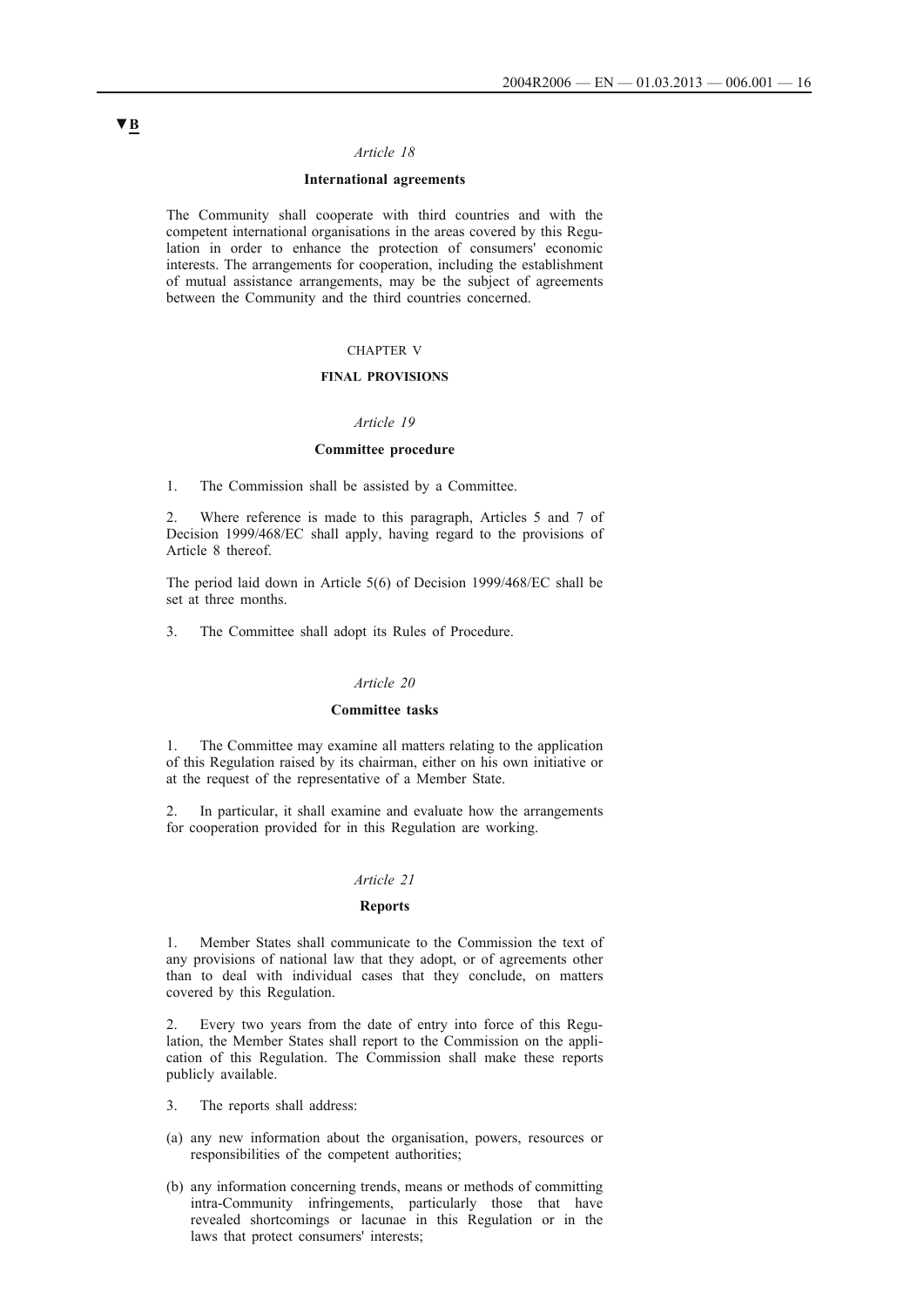▼B

*Article 18*

**International agreements**

The Community shall cooperate with third countries and with the competent international organisations in the areas covered by this Regulation in order to enhance the protection of consumers' economic interests. The arrangements for cooperation, including the establishment of mutual assistance arrangements, may be the subject of agreements between the Community and the third countries concerned.

CHAPTER V

**FINAL PROVISIONS**

*Article 19*

**Committee procedure**

1. The Commission shall be assisted by a Committee.

2. Where reference is made to this paragraph, Articles 5 and 7 of Decision 1999/468/EC shall apply, having regard to the provisions of Article 8 thereof.

The period laid down in Article 5(6) of Decision 1999/468/EC shall be set at three months.

3. The Committee shall adopt its Rules of Procedure.

*Article 20*

**Committee tasks**

1. The Committee may examine all matters relating to the application of this Regulation raised by its chairman, either on his own initiative or at the request of the representative of a Member State.

2. In particular, it shall examine and evaluate how the arrangements for cooperation provided for in this Regulation are working.

*Article 21*

**Reports**

1. Member States shall communicate to the Commission the text of any provisions of national law that they adopt, or of agreements other than to deal with individual cases that they conclude, on matters covered by this Regulation.

2. Every two years from the date of entry into force of this Regulation, the Member States shall report to the Commission on the application of this Regulation. The Commission shall make these reports publicly available.

3. The reports shall address:

(a) any new information about the organisation, powers, resources or responsibilities of the competent authorities;

(b) any information concerning trends, means or methods of committing intra-Community infringements, particularly those that have revealed shortcomings or lacunae in this Regulation or in the laws that protect consumers' interests;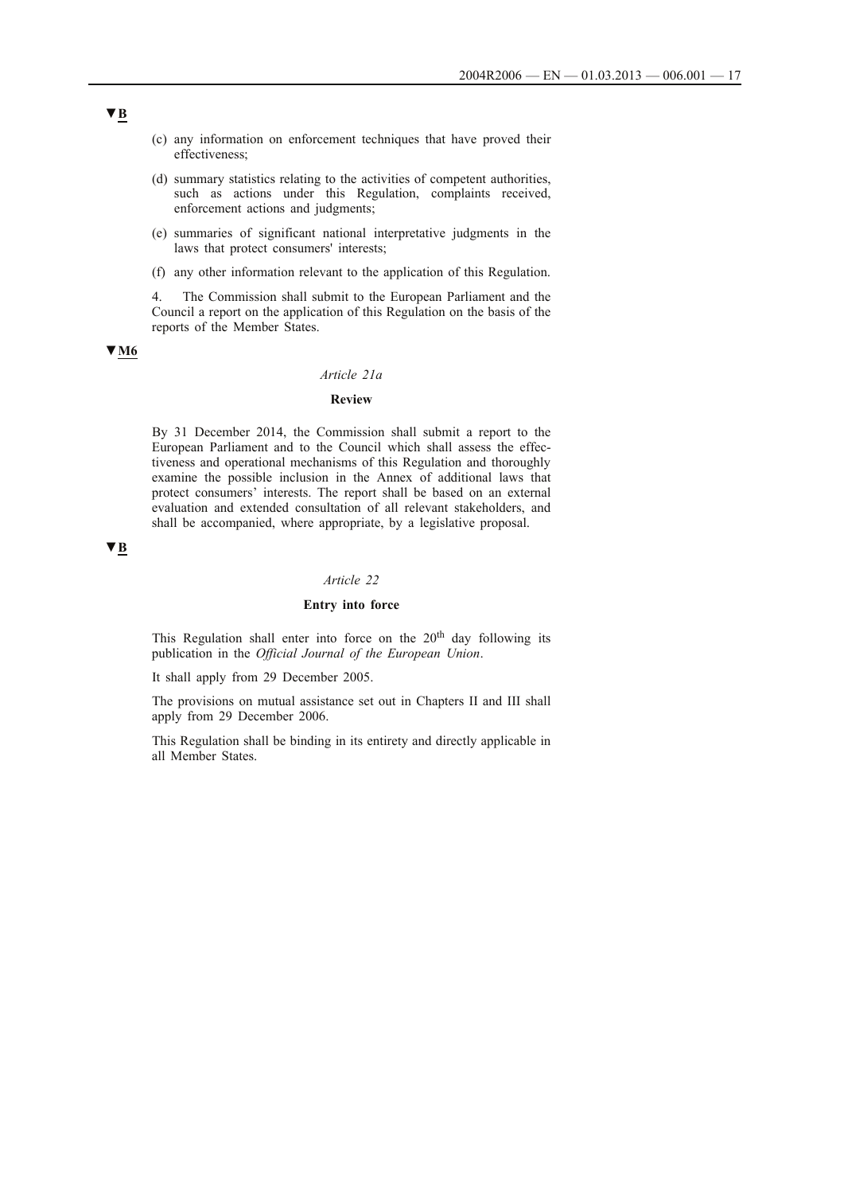▼B

(c) any information on enforcement techniques that have proved their effectiveness;

(d) summary statistics relating to the activities of competent authorities, such as actions under this Regulation, complaints received, enforcement actions and judgments;

(e) summaries of significant national interpretative judgments in the laws that protect consumers' interests;

(f) any other information relevant to the application of this Regulation.

4. The Commission shall submit to the European Parliament and the Council a report on the application of this Regulation on the basis of the reports of the Member States.

▼M6

*Article 21a*

**Review**

By 31 December 2014, the Commission shall submit a report to the European Parliament and to the Council which shall assess the effectiveness and operational mechanisms of this Regulation and thoroughly examine the possible inclusion in the Annex of additional laws that protect consumers' interests. The report shall be based on an external evaluation and extended consultation of all relevant stakeholders, and shall be accompanied, where appropriate, by a legislative proposal.

▼B

*Article 22*

**Entry into force**

This Regulation shall enter into force on the 20th day following its publication in the *Official Journal of the European Union*.

It shall apply from 29 December 2005.

The provisions on mutual assistance set out in Chapters II and III shall apply from 29 December 2006.

This Regulation shall be binding in its entirety and directly applicable in all Member States.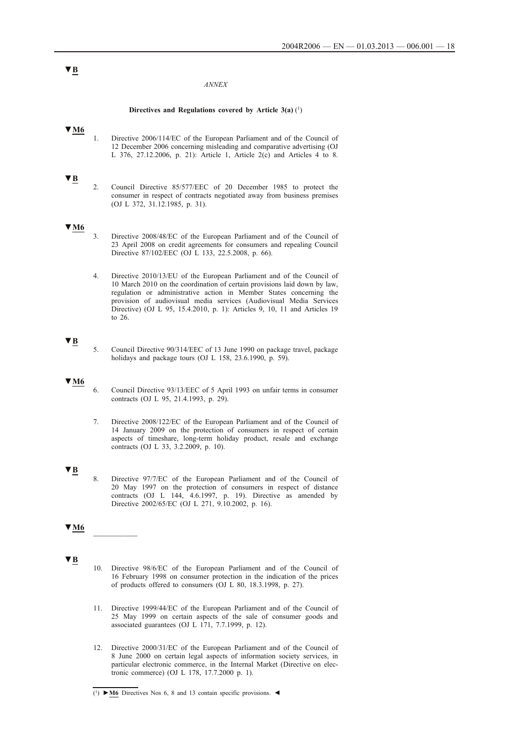▼B

*ANNEX*

**Directives and Regulations covered by Article 3(a)** [1]

▼M6

1. Directive 2006/114/EC of the European Parliament and of the Council of 12 December 2006 concerning misleading and comparative advertising (OJ L 376, 27.12.2006, p. 21): Article 1, Article 2(c) and Articles 4 to 8.

▼B

2. Council Directive 85/577/EEC of 20 December 1985 to protect the consumer in respect of contracts negotiated away from business premises (OJ L 372, 31.12.1985, p. 31).

▼M6

3. Directive 2008/48/EC of the European Parliament and of the Council of 23 April 2008 on credit agreements for consumers and repealing Council Directive 87/102/EEC (OJ L 133, 22.5.2008, p. 66).

4. Directive 2010/13/EU of the European Parliament and of the Council of 10 March 2010 on the coordination of certain provisions laid down by law, regulation or administrative action in Member States concerning the provision of audiovisual media services (Audiovisual Media Services Directive) (OJ L 95, 15.4.2010, p. 1): Articles 9, 10, 11 and Articles 19 to 26.

▼B

5. Council Directive 90/314/EEC of 13 June 1990 on package travel, package holidays and package tours (OJ L 158, 23.6.1990, p. 59).

▼M6

6. Council Directive 93/13/EEC of 5 April 1993 on unfair terms in consumer contracts (OJ L 95, 21.4.1993, p. 29).

7. Directive 2008/122/EC of the European Parliament and of the Council of 14 January 2009 on the protection of consumers in respect of certain aspects of timeshare, long-term holiday product, resale and exchange contracts (OJ L 33, 3.2.2009, p. 10).

▼B

8. Directive 97/7/EC of the European Parliament and of the Council of 20 May 1997 on the protection of consumers in respect of distance contracts (OJ L 144, 4.6.1997, p. 19). Directive as amended by Directive 2002/65/EC (OJ L 271, 9.10.2002, p. 16).

▼M6

\_\_\_\_\_\_\_\_\_\_

▼B

10. Directive 98/6/EC of the European Parliament and of the Council of 16 February 1998 on consumer protection in the indication of the prices of products offered to consumers (OJ L 80, 18.3.1998, p. 27).

11. Directive 1999/44/EC of the European Parliament and of the Council of 25 May 1999 on certain aspects of the sale of consumer goods and associated guarantees (OJ L 171, 7.7.1999, p. 12).

12. Directive 2000/31/EC of the European Parliament and of the Council of 8 June 2000 on certain legal aspects of information society services, in particular electronic commerce, in the Internal Market (Directive on electronic commerce) (OJ L 178, 17.7.2000 p. 1).

---

[1] ►M6 Directives Nos 6, 8 and 13 contain specific provisions. ◄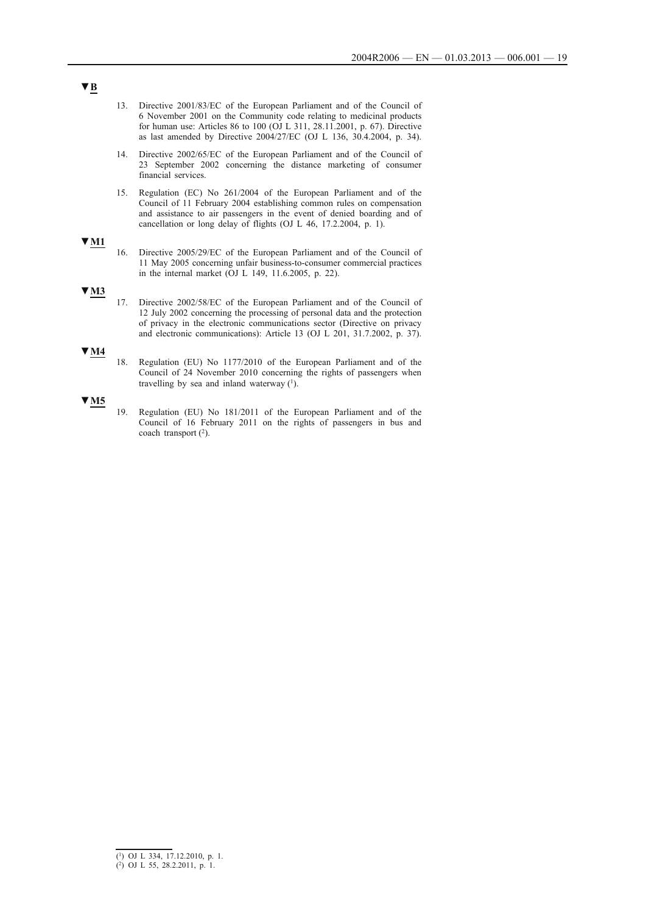▼B

13. Directive 2001/83/EC of the European Parliament and of the Council of 6 November 2001 on the Community code relating to medicinal products for human use: Articles 86 to 100 (OJ L 311, 28.11.2001, p. 67). Directive as last amended by Directive 2004/27/EC (OJ L 136, 30.4.2004, p. 34).

14. Directive 2002/65/EC of the European Parliament and of the Council of 23 September 2002 concerning the distance marketing of consumer financial services.

15. Regulation (EC) No 261/2004 of the European Parliament and of the Council of 11 February 2004 establishing common rules on compensation and assistance to air passengers in the event of denied boarding and of cancellation or long delay of flights (OJ L 46, 17.2.2004, p. 1).

▼M1

16. Directive 2005/29/EC of the European Parliament and of the Council of 11 May 2005 concerning unfair business-to-consumer commercial practices in the internal market (OJ L 149, 11.6.2005, p. 22).

▼M3

17. Directive 2002/58/EC of the European Parliament and of the Council of 12 July 2002 concerning the processing of personal data and the protection of privacy in the electronic communications sector (Directive on privacy and electronic communications): Article 13 (OJ L 201, 31.7.2002, p. 37).

▼M4

18. Regulation (EU) No 1177/2010 of the European Parliament and of the Council of 24 November 2010 concerning the rights of passengers when travelling by sea and inland waterway [1].

▼M5

19. Regulation (EU) No 181/2011 of the European Parliament and of the Council of 16 February 2011 on the rights of passengers in bus and coach transport [2].

---

[1] OJ L 334, 17.12.2010, p. 1.

[2] OJ L 55, 28.2.2011, p. 1.